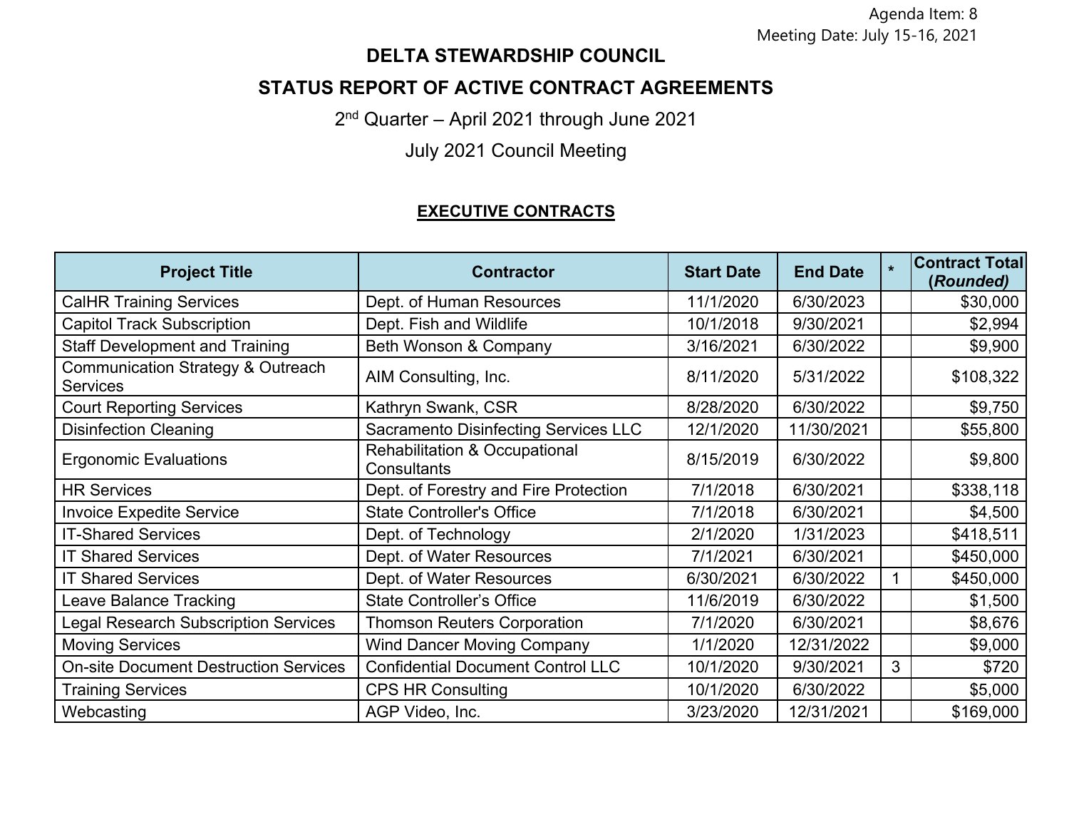Agenda Item: 8
Meeting Date: July 15-16, 2021

# DELTA STEWARDSHIP COUNCIL

## STATUS REPORT OF ACTIVE CONTRACT AGREEMENTS

2nd Quarter – April 2021 through June 2021

July 2021 Council Meeting

### EXECUTIVE CONTRACTS

| Project Title | Contractor | Start Date | End Date | * | Contract Total (*Rounded)* |
|---|---|---|---|---|---|
| CalHR Training Services | Dept. of Human Resources | 11/1/2020 | 6/30/2023 | | $30,000 |
| Capitol Track Subscription | Dept. Fish and Wildlife | 10/1/2018 | 9/30/2021 | | $2,994 |
| Staff Development and Training | Beth Wonson & Company | 3/16/2021 | 6/30/2022 | | $9,900 |
| Communication Strategy & Outreach Services | AIM Consulting, Inc. | 8/11/2020 | 5/31/2022 | | $108,322 |
| Court Reporting Services | Kathryn Swank, CSR | 8/28/2020 | 6/30/2022 | | $9,750 |
| Disinfection Cleaning | Sacramento Disinfecting Services LLC | 12/1/2020 | 11/30/2021 | | $55,800 |
| Ergonomic Evaluations | Rehabilitation & Occupational Consultants | 8/15/2019 | 6/30/2022 | | $9,800 |
| HR Services | Dept. of Forestry and Fire Protection | 7/1/2018 | 6/30/2021 | | $338,118 |
| Invoice Expedite Service | State Controller's Office | 7/1/2018 | 6/30/2021 | | $4,500 |
| IT-Shared Services | Dept. of Technology | 2/1/2020 | 1/31/2023 | | $418,511 |
| IT Shared Services | Dept. of Water Resources | 7/1/2021 | 6/30/2021 | | $450,000 |
| IT Shared Services | Dept. of Water Resources | 6/30/2021 | 6/30/2022 | 1 | $450,000 |
| Leave Balance Tracking | State Controller's Office | 11/6/2019 | 6/30/2022 | | $1,500 |
| Legal Research Subscription Services | Thomson Reuters Corporation | 7/1/2020 | 6/30/2021 | | $8,676 |
| Moving Services | Wind Dancer Moving Company | 1/1/2020 | 12/31/2022 | | $9,000 |
| On-site Document Destruction Services | Confidential Document Control LLC | 10/1/2020 | 9/30/2021 | 3 | $720 |
| Training Services | CPS HR Consulting | 10/1/2020 | 6/30/2022 | | $5,000 |
| Webcasting | AGP Video, Inc. | 3/23/2020 | 12/31/2021 | | $169,000 |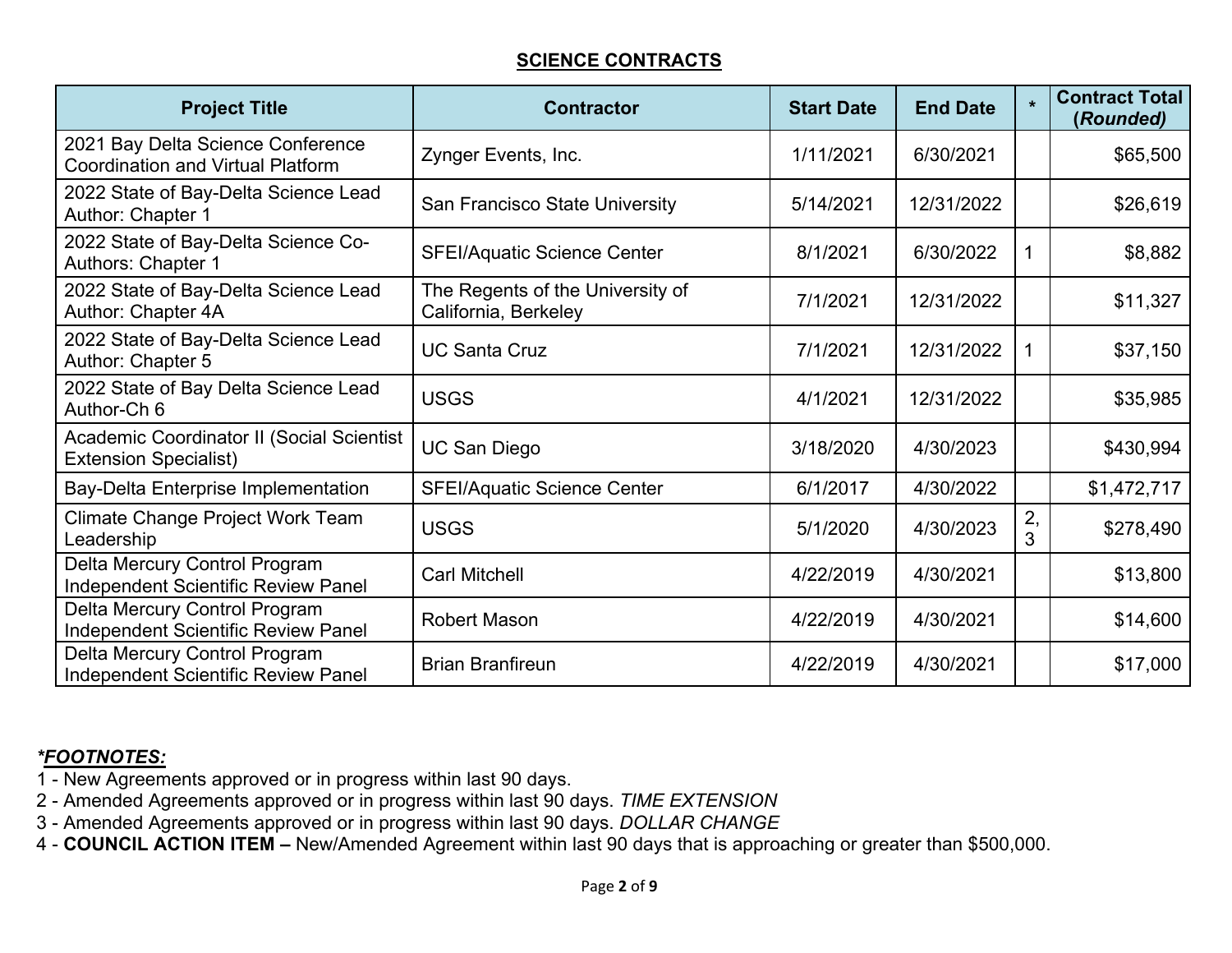## SCIENCE CONTRACTS

| Project Title | Contractor | Start Date | End Date | * | Contract Total (*Rounded)* |
|---|---|---|---|---|---|
| 2021 Bay Delta Science Conference Coordination and Virtual Platform | Zynger Events, Inc. | 1/11/2021 | 6/30/2021 | | $65,500 |
| 2022 State of Bay-Delta Science Lead Author: Chapter 1 | San Francisco State University | 5/14/2021 | 12/31/2022 | | $26,619 |
| 2022 State of Bay-Delta Science Co-Authors: Chapter 1 | SFEI/Aquatic Science Center | 8/1/2021 | 6/30/2022 | 1 | $8,882 |
| 2022 State of Bay-Delta Science Lead Author: Chapter 4A | The Regents of the University of California, Berkeley | 7/1/2021 | 12/31/2022 | | $11,327 |
| 2022 State of Bay-Delta Science Lead Author: Chapter 5 | UC Santa Cruz | 7/1/2021 | 12/31/2022 | 1 | $37,150 |
| 2022 State of Bay Delta Science Lead Author-Ch 6 | USGS | 4/1/2021 | 12/31/2022 | | $35,985 |
| Academic Coordinator II (Social Scientist Extension Specialist) | UC San Diego | 3/18/2020 | 4/30/2023 | | $430,994 |
| Bay-Delta Enterprise Implementation | SFEI/Aquatic Science Center | 6/1/2017 | 4/30/2022 | | $1,472,717 |
| Climate Change Project Work Team Leadership | USGS | 5/1/2020 | 4/30/2023 | 2, 3 | $278,490 |
| Delta Mercury Control Program Independent Scientific Review Panel | Carl Mitchell | 4/22/2019 | 4/30/2021 | | $13,800 |
| Delta Mercury Control Program Independent Scientific Review Panel | Robert Mason | 4/22/2019 | 4/30/2021 | | $14,600 |
| Delta Mercury Control Program Independent Scientific Review Panel | Brian Branfireun | 4/22/2019 | 4/30/2021 | | $17,000 |

***FOOTNOTES:***

1 - New Agreements approved or in progress within last 90 days.

2 - Amended Agreements approved or in progress within last 90 days. *TIME EXTENSION*

3 - Amended Agreements approved or in progress within last 90 days. *DOLLAR CHANGE*

4 - **COUNCIL ACTION ITEM –** New/Amended Agreement within last 90 days that is approaching or greater than $500,000.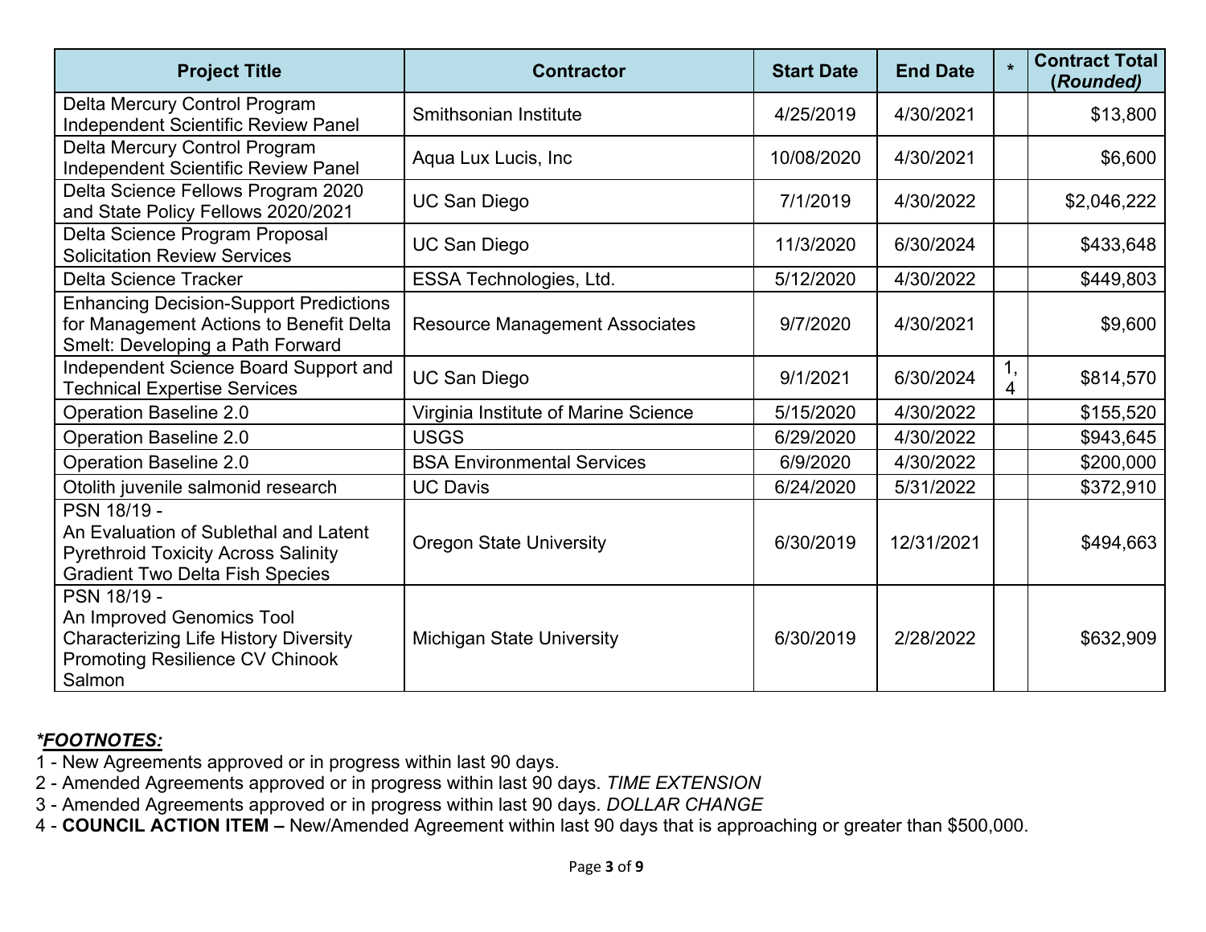| Project Title | Contractor | Start Date | End Date | * | Contract Total (*Rounded*) |
|---|---|---|---|---|---|
| Delta Mercury Control Program Independent Scientific Review Panel | Smithsonian Institute | 4/25/2019 | 4/30/2021 | | $13,800 |
| Delta Mercury Control Program Independent Scientific Review Panel | Aqua Lux Lucis, Inc | 10/08/2020 | 4/30/2021 | | $6,600 |
| Delta Science Fellows Program 2020 and State Policy Fellows 2020/2021 | UC San Diego | 7/1/2019 | 4/30/2022 | | $2,046,222 |
| Delta Science Program Proposal Solicitation Review Services | UC San Diego | 11/3/2020 | 6/30/2024 | | $433,648 |
| Delta Science Tracker | ESSA Technologies, Ltd. | 5/12/2020 | 4/30/2022 | | $449,803 |
| Enhancing Decision-Support Predictions for Management Actions to Benefit Delta Smelt: Developing a Path Forward | Resource Management Associates | 9/7/2020 | 4/30/2021 | | $9,600 |
| Independent Science Board Support and Technical Expertise Services | UC San Diego | 9/1/2021 | 6/30/2024 | 1, 4 | $814,570 |
| Operation Baseline 2.0 | Virginia Institute of Marine Science | 5/15/2020 | 4/30/2022 | | $155,520 |
| Operation Baseline 2.0 | USGS | 6/29/2020 | 4/30/2022 | | $943,645 |
| Operation Baseline 2.0 | BSA Environmental Services | 6/9/2020 | 4/30/2022 | | $200,000 |
| Otolith juvenile salmonid research | UC Davis | 6/24/2020 | 5/31/2022 | | $372,910 |
| PSN 18/19 - An Evaluation of Sublethal and Latent Pyrethroid Toxicity Across Salinity Gradient Two Delta Fish Species | Oregon State University | 6/30/2019 | 12/31/2021 | | $494,663 |
| PSN 18/19 - An Improved Genomics Tool Characterizing Life History Diversity Promoting Resilience CV Chinook Salmon | Michigan State University | 6/30/2019 | 2/28/2022 | | $632,909 |

***FOOTNOTES:***

1 - New Agreements approved or in progress within last 90 days.
2 - Amended Agreements approved or in progress within last 90 days. *TIME EXTENSION*
3 - Amended Agreements approved or in progress within last 90 days. *DOLLAR CHANGE*
4 - **COUNCIL ACTION ITEM –** New/Amended Agreement within last 90 days that is approaching or greater than $500,000.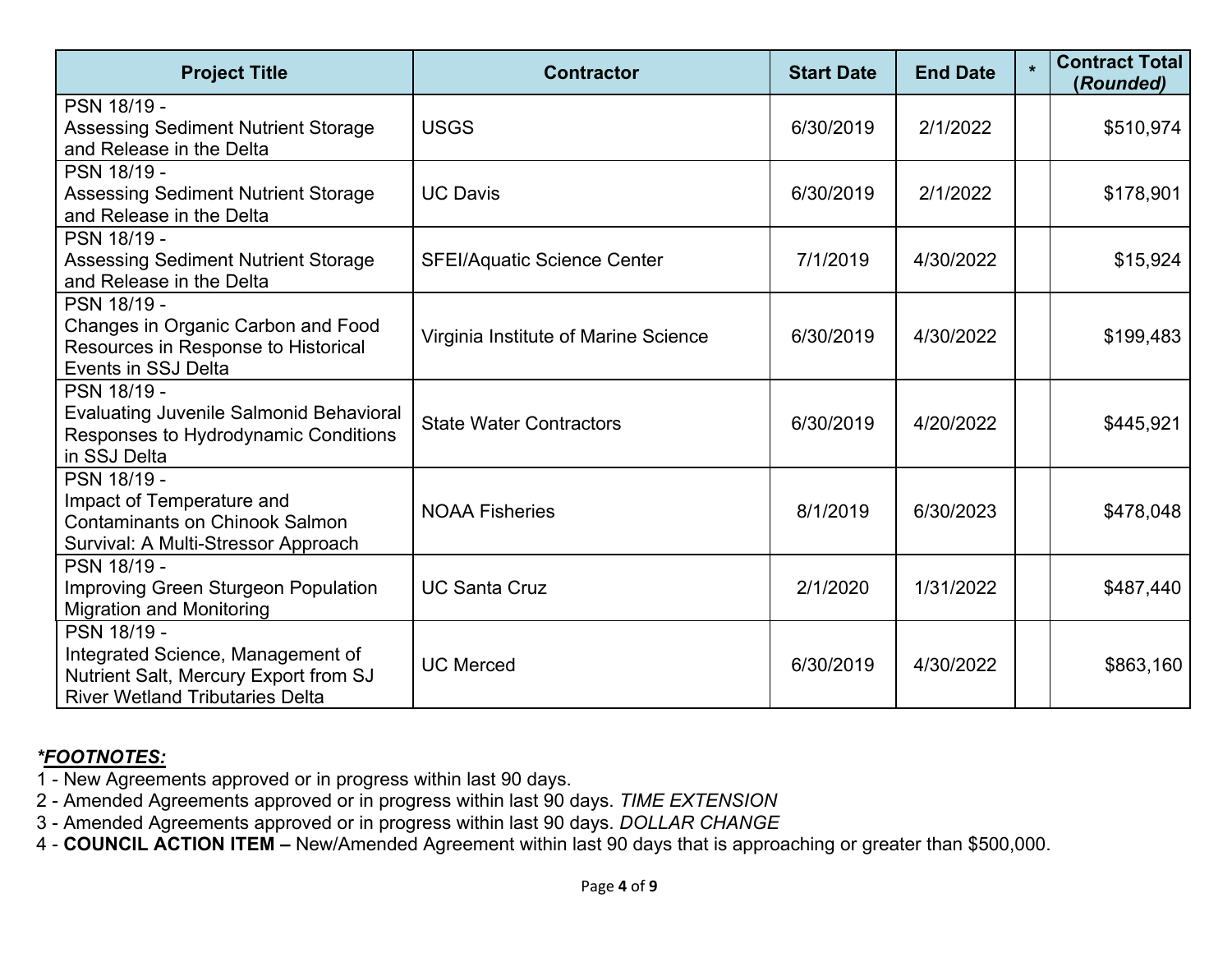| Project Title | Contractor | Start Date | End Date | * | Contract Total (*Rounded*) |
|---|---|---|---|---|---|
| PSN 18/19 - Assessing Sediment Nutrient Storage and Release in the Delta | USGS | 6/30/2019 | 2/1/2022 | | $510,974 |
| PSN 18/19 - Assessing Sediment Nutrient Storage and Release in the Delta | UC Davis | 6/30/2019 | 2/1/2022 | | $178,901 |
| PSN 18/19 - Assessing Sediment Nutrient Storage and Release in the Delta | SFEI/Aquatic Science Center | 7/1/2019 | 4/30/2022 | | $15,924 |
| PSN 18/19 - Changes in Organic Carbon and Food Resources in Response to Historical Events in SSJ Delta | Virginia Institute of Marine Science | 6/30/2019 | 4/30/2022 | | $199,483 |
| PSN 18/19 - Evaluating Juvenile Salmonid Behavioral Responses to Hydrodynamic Conditions in SSJ Delta | State Water Contractors | 6/30/2019 | 4/20/2022 | | $445,921 |
| PSN 18/19 - Impact of Temperature and Contaminants on Chinook Salmon Survival: A Multi-Stressor Approach | NOAA Fisheries | 8/1/2019 | 6/30/2023 | | $478,048 |
| PSN 18/19 - Improving Green Sturgeon Population Migration and Monitoring | UC Santa Cruz | 2/1/2020 | 1/31/2022 | | $487,440 |
| PSN 18/19 - Integrated Science, Management of Nutrient Salt, Mercury Export from SJ River Wetland Tributaries Delta | UC Merced | 6/30/2019 | 4/30/2022 | | $863,160 |

***FOOTNOTES:***

1 - New Agreements approved or in progress within last 90 days.
2 - Amended Agreements approved or in progress within last 90 days. *TIME EXTENSION*
3 - Amended Agreements approved or in progress within last 90 days. *DOLLAR CHANGE*
4 - **COUNCIL ACTION ITEM –** New/Amended Agreement within last 90 days that is approaching or greater than $500,000.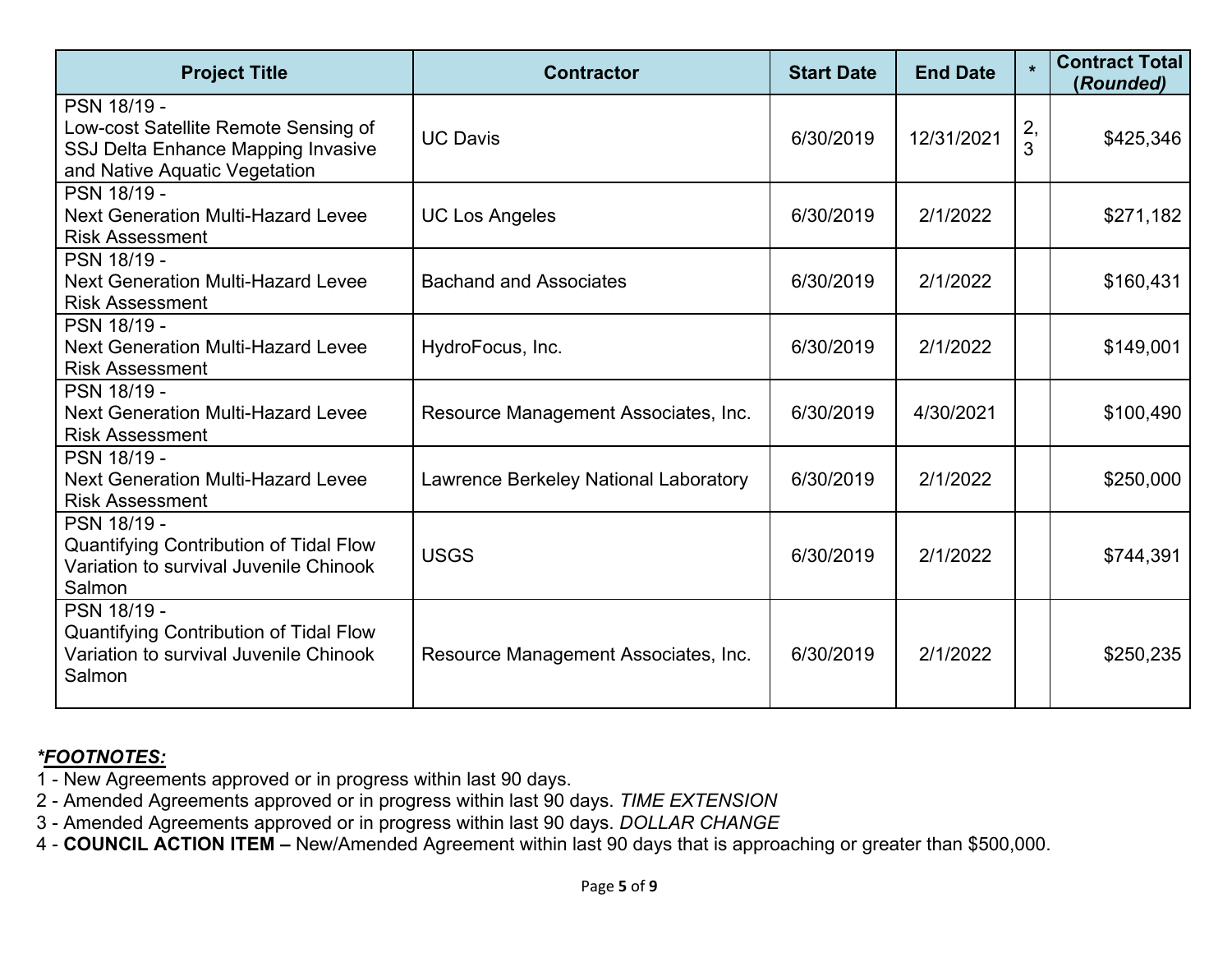| Project Title | Contractor | Start Date | End Date | * | Contract Total (*Rounded)* |
|---|---|---|---|---|---|
| PSN 18/19 - Low-cost Satellite Remote Sensing of SSJ Delta Enhance Mapping Invasive and Native Aquatic Vegetation | UC Davis | 6/30/2019 | 12/31/2021 | 2, 3 | $425,346 |
| PSN 18/19 - Next Generation Multi-Hazard Levee Risk Assessment | UC Los Angeles | 6/30/2019 | 2/1/2022 | | $271,182 |
| PSN 18/19 - Next Generation Multi-Hazard Levee Risk Assessment | Bachand and Associates | 6/30/2019 | 2/1/2022 | | $160,431 |
| PSN 18/19 - Next Generation Multi-Hazard Levee Risk Assessment | HydroFocus, Inc. | 6/30/2019 | 2/1/2022 | | $149,001 |
| PSN 18/19 - Next Generation Multi-Hazard Levee Risk Assessment | Resource Management Associates, Inc. | 6/30/2019 | 4/30/2021 | | $100,490 |
| PSN 18/19 - Next Generation Multi-Hazard Levee Risk Assessment | Lawrence Berkeley National Laboratory | 6/30/2019 | 2/1/2022 | | $250,000 |
| PSN 18/19 - Quantifying Contribution of Tidal Flow Variation to survival Juvenile Chinook Salmon | USGS | 6/30/2019 | 2/1/2022 | | $744,391 |
| PSN 18/19 - Quantifying Contribution of Tidal Flow Variation to survival Juvenile Chinook Salmon | Resource Management Associates, Inc. | 6/30/2019 | 2/1/2022 | | $250,235 |

***FOOTNOTES:***

1 - New Agreements approved or in progress within last 90 days.
2 - Amended Agreements approved or in progress within last 90 days. *TIME EXTENSION*
3 - Amended Agreements approved or in progress within last 90 days. *DOLLAR CHANGE*
4 - **COUNCIL ACTION ITEM –** New/Amended Agreement within last 90 days that is approaching or greater than $500,000.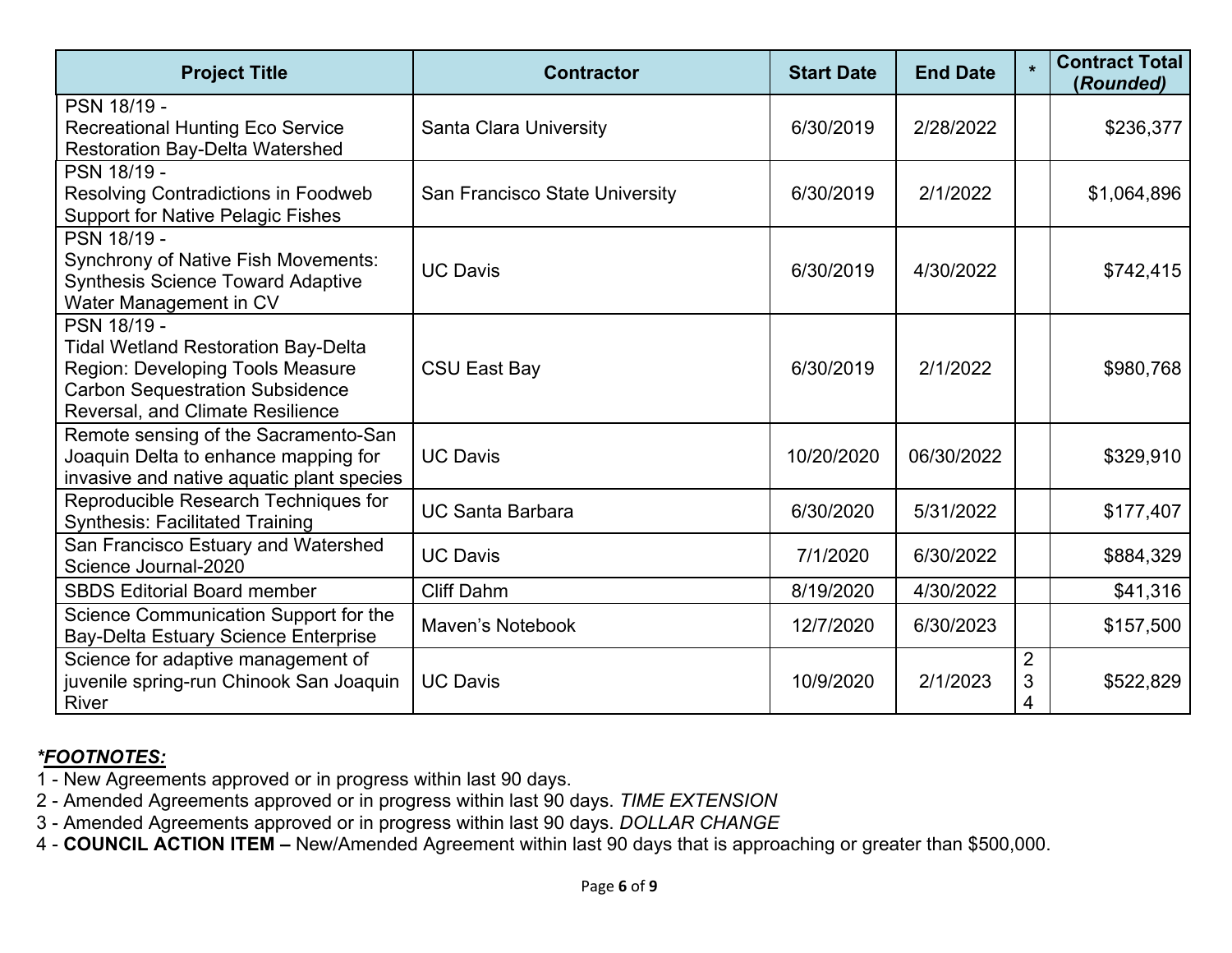| Project Title | Contractor | Start Date | End Date | * | Contract Total (*Rounded)* |
|---|---|---|---|---|---|
| PSN 18/19 - Recreational Hunting Eco Service Restoration Bay-Delta Watershed | Santa Clara University | 6/30/2019 | 2/28/2022 | | $236,377 |
| PSN 18/19 - Resolving Contradictions in Foodweb Support for Native Pelagic Fishes | San Francisco State University | 6/30/2019 | 2/1/2022 | | $1,064,896 |
| PSN 18/19 - Synchrony of Native Fish Movements: Synthesis Science Toward Adaptive Water Management in CV | UC Davis | 6/30/2019 | 4/30/2022 | | $742,415 |
| PSN 18/19 - Tidal Wetland Restoration Bay-Delta Region: Developing Tools Measure Carbon Sequestration Subsidence Reversal, and Climate Resilience | CSU East Bay | 6/30/2019 | 2/1/2022 | | $980,768 |
| Remote sensing of the Sacramento-San Joaquin Delta to enhance mapping for invasive and native aquatic plant species | UC Davis | 10/20/2020 | 06/30/2022 | | $329,910 |
| Reproducible Research Techniques for Synthesis: Facilitated Training | UC Santa Barbara | 6/30/2020 | 5/31/2022 | | $177,407 |
| San Francisco Estuary and Watershed Science Journal-2020 | UC Davis | 7/1/2020 | 6/30/2022 | | $884,329 |
| SBDS Editorial Board member | Cliff Dahm | 8/19/2020 | 4/30/2022 | | $41,316 |
| Science Communication Support for the Bay-Delta Estuary Science Enterprise | Maven's Notebook | 12/7/2020 | 6/30/2023 | | $157,500 |
| Science for adaptive management of juvenile spring-run Chinook San Joaquin River | UC Davis | 10/9/2020 | 2/1/2023 | 2 3 4 | $522,829 |

***FOOTNOTES:***

1 - New Agreements approved or in progress within last 90 days.

2 - Amended Agreements approved or in progress within last 90 days. *TIME EXTENSION*

3 - Amended Agreements approved or in progress within last 90 days. *DOLLAR CHANGE*

4 - **COUNCIL ACTION ITEM –** New/Amended Agreement within last 90 days that is approaching or greater than $500,000.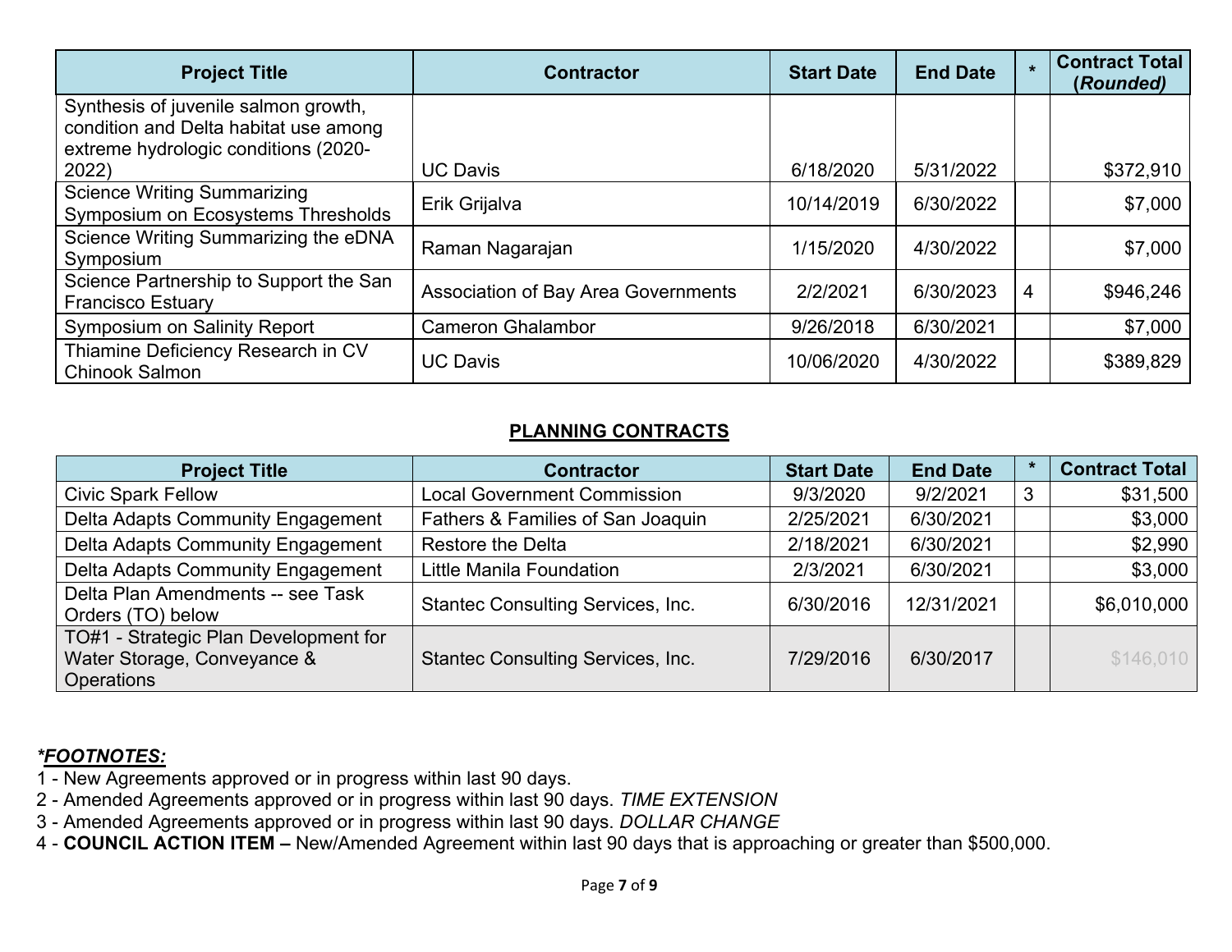| Project Title | Contractor | Start Date | End Date | * | Contract Total (*Rounded*) |
|---|---|---|---|---|---|
| Synthesis of juvenile salmon growth, condition and Delta habitat use among extreme hydrologic conditions (2020-2022) | UC Davis | 6/18/2020 | 5/31/2022 | | $372,910 |
| Science Writing Summarizing Symposium on Ecosystems Thresholds | Erik Grijalva | 10/14/2019 | 6/30/2022 | | $7,000 |
| Science Writing Summarizing the eDNA Symposium | Raman Nagarajan | 1/15/2020 | 4/30/2022 | | $7,000 |
| Science Partnership to Support the San Francisco Estuary | Association of Bay Area Governments | 2/2/2021 | 6/30/2023 | 4 | $946,246 |
| Symposium on Salinity Report | Cameron Ghalambor | 9/26/2018 | 6/30/2021 | | $7,000 |
| Thiamine Deficiency Research in CV Chinook Salmon | UC Davis | 10/06/2020 | 4/30/2022 | | $389,829 |

## PLANNING CONTRACTS

| Project Title | Contractor | Start Date | End Date | * | Contract Total |
|---|---|---|---|---|---|
| Civic Spark Fellow | Local Government Commission | 9/3/2020 | 9/2/2021 | 3 | $31,500 |
| Delta Adapts Community Engagement | Fathers & Families of San Joaquin | 2/25/2021 | 6/30/2021 | | $3,000 |
| Delta Adapts Community Engagement | Restore the Delta | 2/18/2021 | 6/30/2021 | | $2,990 |
| Delta Adapts Community Engagement | Little Manila Foundation | 2/3/2021 | 6/30/2021 | | $3,000 |
| Delta Plan Amendments -- see Task Orders (TO) below | Stantec Consulting Services, Inc. | 6/30/2016 | 12/31/2021 | | $6,010,000 |
| TO#1 - Strategic Plan Development for Water Storage, Conveyance & Operations | Stantec Consulting Services, Inc. | 7/29/2016 | 6/30/2017 | | $146,010 |

***FOOTNOTES:***

1 - New Agreements approved or in progress within last 90 days.
2 - Amended Agreements approved or in progress within last 90 days. *TIME EXTENSION*
3 - Amended Agreements approved or in progress within last 90 days. *DOLLAR CHANGE*
4 - **COUNCIL ACTION ITEM –** New/Amended Agreement within last 90 days that is approaching or greater than $500,000.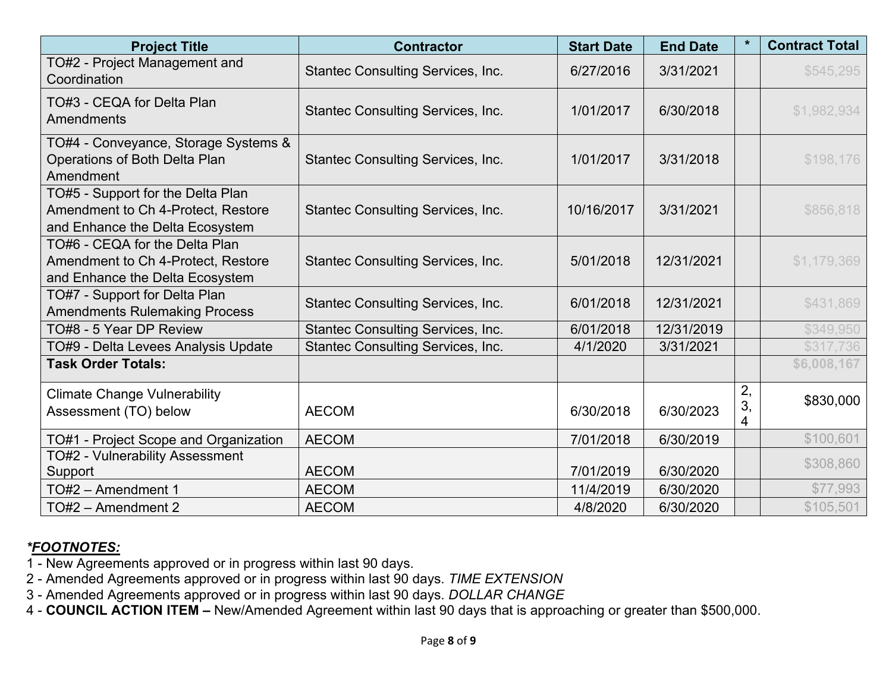| Project Title | Contractor | Start Date | End Date | * | Contract Total |
|---|---|---|---|---|---|
| TO#2 - Project Management and Coordination | Stantec Consulting Services, Inc. | 6/27/2016 | 3/31/2021 | | $545,295 |
| TO#3 - CEQA for Delta Plan Amendments | Stantec Consulting Services, Inc. | 1/01/2017 | 6/30/2018 | | $1,982,934 |
| TO#4 - Conveyance, Storage Systems & Operations of Both Delta Plan Amendment | Stantec Consulting Services, Inc. | 1/01/2017 | 3/31/2018 | | $198,176 |
| TO#5 - Support for the Delta Plan Amendment to Ch 4-Protect, Restore and Enhance the Delta Ecosystem | Stantec Consulting Services, Inc. | 10/16/2017 | 3/31/2021 | | $856,818 |
| TO#6 - CEQA for the Delta Plan Amendment to Ch 4-Protect, Restore and Enhance the Delta Ecosystem | Stantec Consulting Services, Inc. | 5/01/2018 | 12/31/2021 | | $1,179,369 |
| TO#7 - Support for Delta Plan Amendments Rulemaking Process | Stantec Consulting Services, Inc. | 6/01/2018 | 12/31/2021 | | $431,869 |
| TO#8 - 5 Year DP Review | Stantec Consulting Services, Inc. | 6/01/2018 | 12/31/2019 | | $349,950 |
| TO#9 - Delta Levees Analysis Update | Stantec Consulting Services, Inc. | 4/1/2020 | 3/31/2021 | | $317,736 |
| **Task Order Totals:** | | | | | **$6,008,167** |
| Climate Change Vulnerability Assessment (TO) below | AECOM | 6/30/2018 | 6/30/2023 | 2, 3, 4 | $830,000 |
| TO#1 - Project Scope and Organization | AECOM | 7/01/2018 | 6/30/2019 | | $100,601 |
| TO#2 - Vulnerability Assessment Support | AECOM | 7/01/2019 | 6/30/2020 | | $308,860 |
| TO#2 – Amendment 1 | AECOM | 11/4/2019 | 6/30/2020 | | $77,993 |
| TO#2 – Amendment 2 | AECOM | 4/8/2020 | 6/30/2020 | | $105,501 |

***FOOTNOTES:***

1 - New Agreements approved or in progress within last 90 days.
2 - Amended Agreements approved or in progress within last 90 days. *TIME EXTENSION*
3 - Amended Agreements approved or in progress within last 90 days. *DOLLAR CHANGE*
4 - **COUNCIL ACTION ITEM –** New/Amended Agreement within last 90 days that is approaching or greater than $500,000.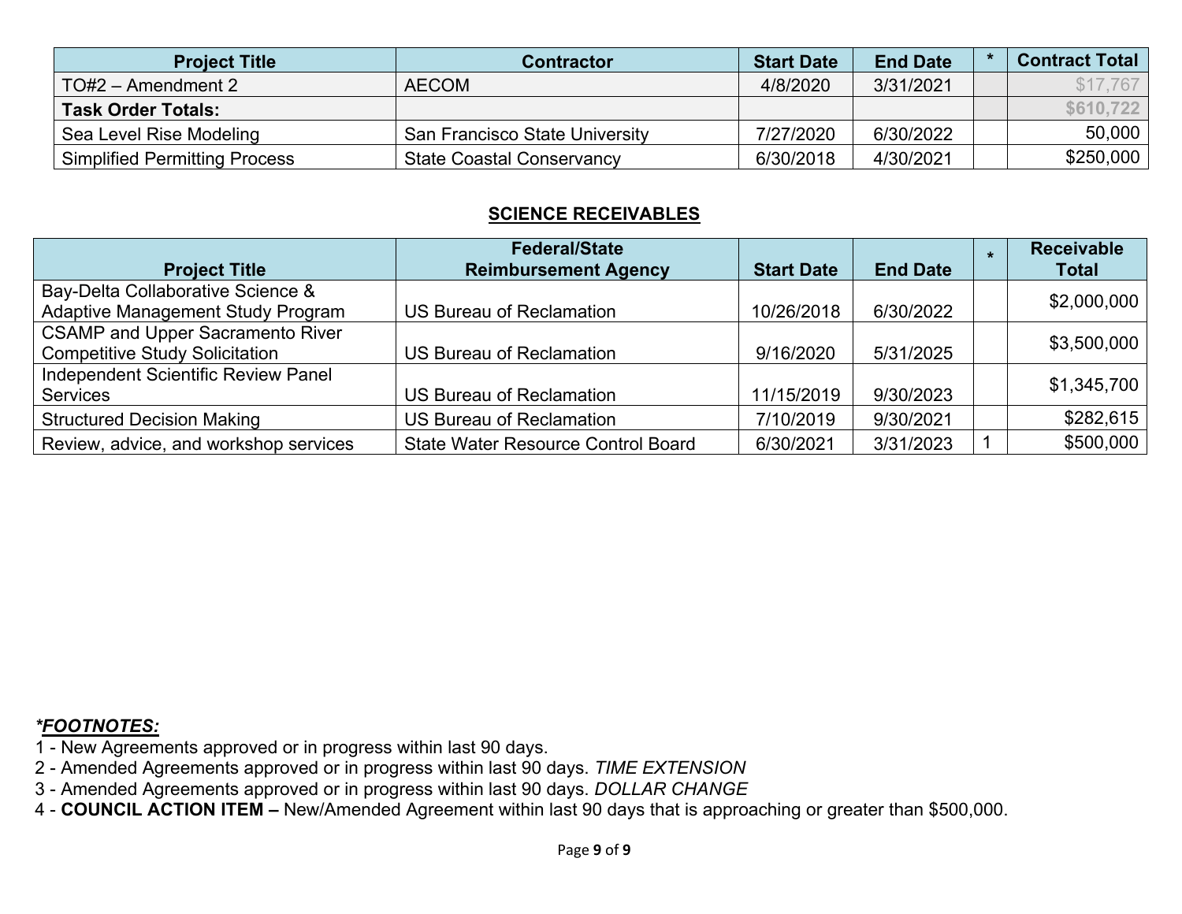| Project Title | Contractor | Start Date | End Date | * | Contract Total |
|---|---|---|---|---|---|
| TO#2 – Amendment 2 | AECOM | 4/8/2020 | 3/31/2021 | | $17,767 |
| **Task Order Totals:** | | | | | **$610,722** |
| Sea Level Rise Modeling | San Francisco State University | 7/27/2020 | 6/30/2022 | | 50,000 |
| Simplified Permitting Process | State Coastal Conservancy | 6/30/2018 | 4/30/2021 | | $250,000 |

## SCIENCE RECEIVABLES

| Project Title | Federal/State Reimbursement Agency | Start Date | End Date | * | Receivable Total |
|---|---|---|---|---|---|
| Bay-Delta Collaborative Science & Adaptive Management Study Program | US Bureau of Reclamation | 10/26/2018 | 6/30/2022 | | $2,000,000 |
| CSAMP and Upper Sacramento River Competitive Study Solicitation | US Bureau of Reclamation | 9/16/2020 | 5/31/2025 | | $3,500,000 |
| Independent Scientific Review Panel Services | US Bureau of Reclamation | 11/15/2019 | 9/30/2023 | | $1,345,700 |
| Structured Decision Making | US Bureau of Reclamation | 7/10/2019 | 9/30/2021 | | $282,615 |
| Review, advice, and workshop services | State Water Resource Control Board | 6/30/2021 | 3/31/2023 | 1 | $500,000 |

***FOOTNOTES:***

1 - New Agreements approved or in progress within last 90 days.
2 - Amended Agreements approved or in progress within last 90 days. *TIME EXTENSION*
3 - Amended Agreements approved or in progress within last 90 days. *DOLLAR CHANGE*
4 - **COUNCIL ACTION ITEM –** New/Amended Agreement within last 90 days that is approaching or greater than $500,000.